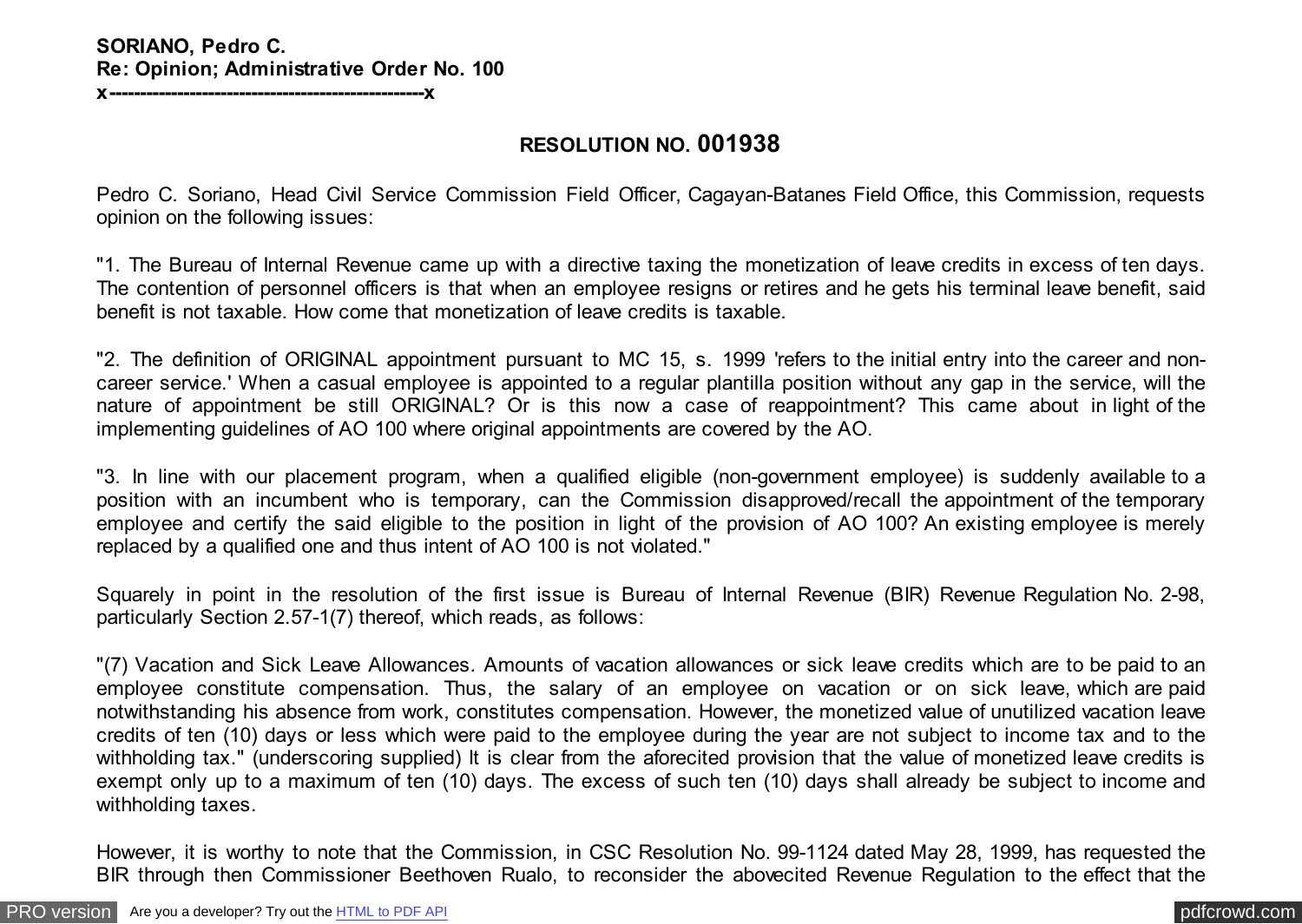**SORIANO, Pedro C.**
**Re: Opinion; Administrative Order No. 100**
**x---------------------------------------------------x**

## RESOLUTION NO. 001938

Pedro C. Soriano, Head Civil Service Commission Field Officer, Cagayan-Batanes Field Office, this Commission, requests opinion on the following issues:

"1. The Bureau of Internal Revenue came up with a directive taxing the monetization of leave credits in excess of ten days. The contention of personnel officers is that when an employee resigns or retires and he gets his terminal leave benefit, said benefit is not taxable. How come that monetization of leave credits is taxable.

"2. The definition of ORIGINAL appointment pursuant to MC 15, s. 1999 'refers to the initial entry into the career and non-career service.' When a casual employee is appointed to a regular plantilla position without any gap in the service, will the nature of appointment be still ORIGINAL? Or is this now a case of reappointment? This came about in light of the implementing guidelines of AO 100 where original appointments are covered by the AO.

"3. In line with our placement program, when a qualified eligible (non-government employee) is suddenly available to a position with an incumbent who is temporary, can the Commission disapproved/recall the appointment of the temporary employee and certify the said eligible to the position in light of the provision of AO 100? An existing employee is merely replaced by a qualified one and thus intent of AO 100 is not violated."

Squarely in point in the resolution of the first issue is Bureau of Internal Revenue (BIR) Revenue Regulation No. 2-98, particularly Section 2.57-1(7) thereof, which reads, as follows:

"(7) Vacation and Sick Leave Allowances. Amounts of vacation allowances or sick leave credits which are to be paid to an employee constitute compensation. Thus, the salary of an employee on vacation or on sick leave, which are paid notwithstanding his absence from work, constitutes compensation. However, the monetized value of unutilized vacation leave credits of ten (10) days or less which were paid to the employee during the year are not subject to income tax and to the withholding tax." (underscoring supplied) It is clear from the aforecited provision that the value of monetized leave credits is exempt only up to a maximum of ten (10) days. The excess of such ten (10) days shall already be subject to income and withholding taxes.

However, it is worthy to note that the Commission, in CSC Resolution No. 99-1124 dated May 28, 1999, has requested the BIR through then Commissioner Beethoven Rualo, to reconsider the abovecited Revenue Regulation to the effect that the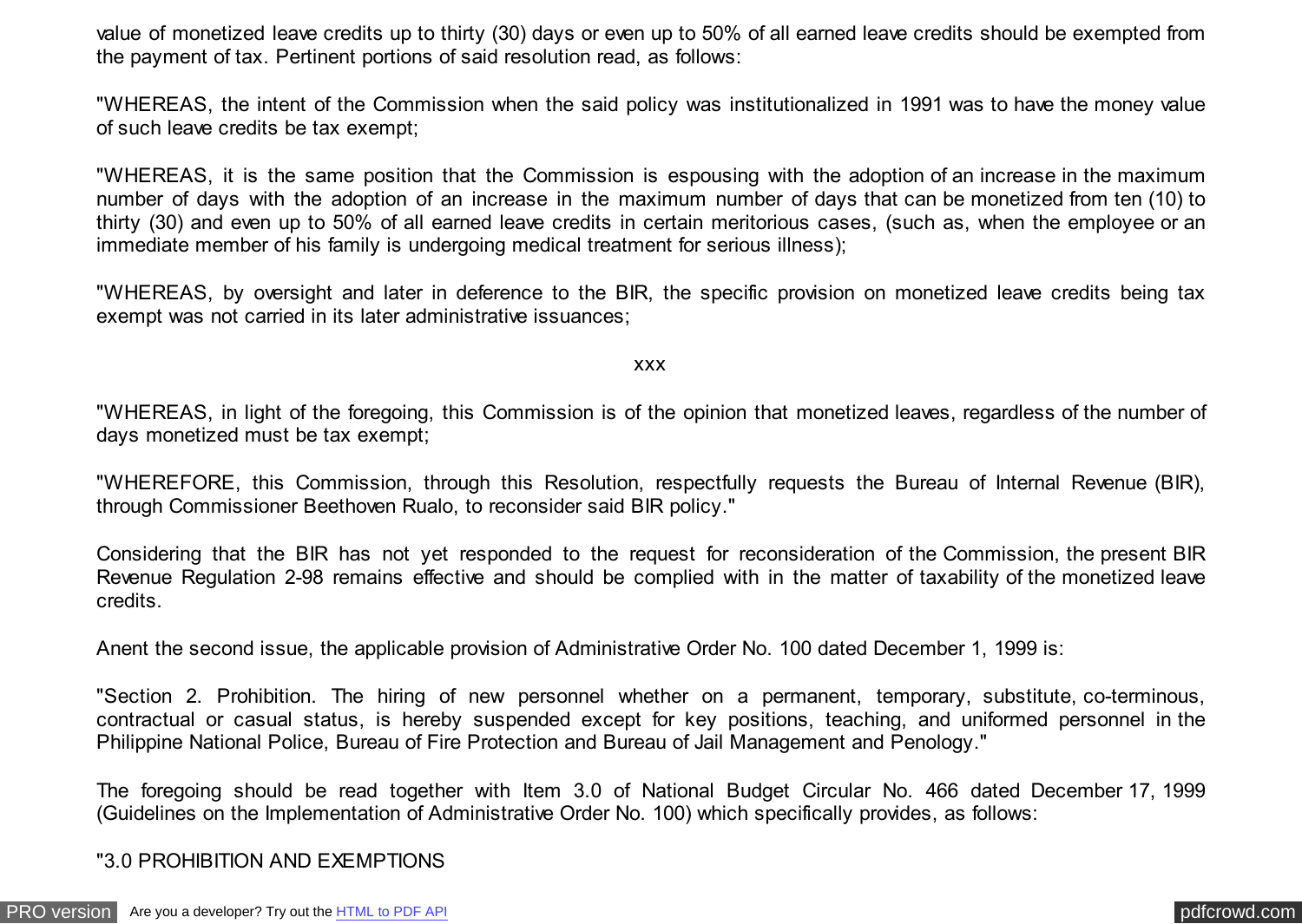value of monetized leave credits up to thirty (30) days or even up to 50% of all earned leave credits should be exempted from the payment of tax. Pertinent portions of said resolution read, as follows:

"WHEREAS, the intent of the Commission when the said policy was institutionalized in 1991 was to have the money value of such leave credits be tax exempt;

"WHEREAS, it is the same position that the Commission is espousing with the adoption of an increase in the maximum number of days with the adoption of an increase in the maximum number of days that can be monetized from ten (10) to thirty (30) and even up to 50% of all earned leave credits in certain meritorious cases, (such as, when the employee or an immediate member of his family is undergoing medical treatment for serious illness);

"WHEREAS, by oversight and later in deference to the BIR, the specific provision on monetized leave credits being tax exempt was not carried in its later administrative issuances;

xxx

"WHEREAS, in light of the foregoing, this Commission is of the opinion that monetized leaves, regardless of the number of days monetized must be tax exempt;

"WHEREFORE, this Commission, through this Resolution, respectfully requests the Bureau of Internal Revenue (BIR), through Commissioner Beethoven Rualo, to reconsider said BIR policy."

Considering that the BIR has not yet responded to the request for reconsideration of the Commission, the present BIR Revenue Regulation 2-98 remains effective and should be complied with in the matter of taxability of the monetized leave credits.

Anent the second issue, the applicable provision of Administrative Order No. 100 dated December 1, 1999 is:

"Section 2. Prohibition. The hiring of new personnel whether on a permanent, temporary, substitute, co-terminous, contractual or casual status, is hereby suspended except for key positions, teaching, and uniformed personnel in the Philippine National Police, Bureau of Fire Protection and Bureau of Jail Management and Penology."

The foregoing should be read together with Item 3.0 of National Budget Circular No. 466 dated December 17, 1999 (Guidelines on the Implementation of Administrative Order No. 100) which specifically provides, as follows:

"3.0 PROHIBITION AND EXEMPTIONS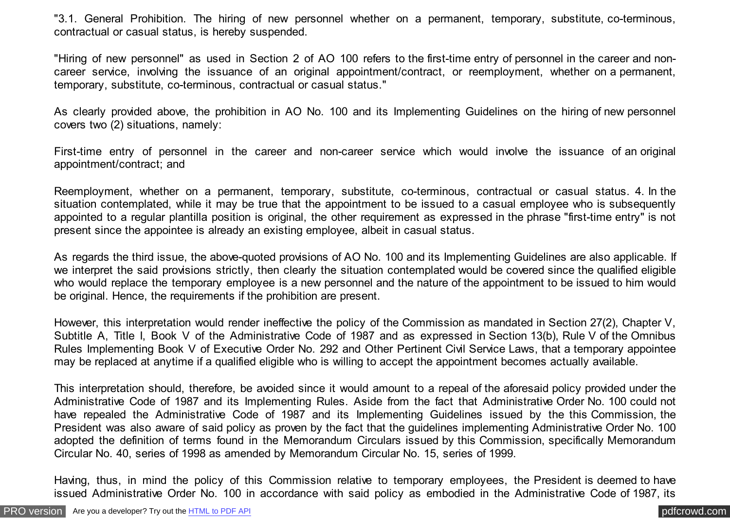"3.1. General Prohibition. The hiring of new personnel whether on a permanent, temporary, substitute, co-terminous, contractual or casual status, is hereby suspended.

"Hiring of new personnel" as used in Section 2 of AO 100 refers to the first-time entry of personnel in the career and non-career service, involving the issuance of an original appointment/contract, or reemployment, whether on a permanent, temporary, substitute, co-terminous, contractual or casual status."

As clearly provided above, the prohibition in AO No. 100 and its Implementing Guidelines on the hiring of new personnel covers two (2) situations, namely:

First-time entry of personnel in the career and non-career service which would involve the issuance of an original appointment/contract; and

Reemployment, whether on a permanent, temporary, substitute, co-terminous, contractual or casual status. 4. In the situation contemplated, while it may be true that the appointment to be issued to a casual employee who is subsequently appointed to a regular plantilla position is original, the other requirement as expressed in the phrase "first-time entry" is not present since the appointee is already an existing employee, albeit in casual status.

As regards the third issue, the above-quoted provisions of AO No. 100 and its Implementing Guidelines are also applicable. If we interpret the said provisions strictly, then clearly the situation contemplated would be covered since the qualified eligible who would replace the temporary employee is a new personnel and the nature of the appointment to be issued to him would be original. Hence, the requirements if the prohibition are present.

However, this interpretation would render ineffective the policy of the Commission as mandated in Section 27(2), Chapter V, Subtitle A, Title I, Book V of the Administrative Code of 1987 and as expressed in Section 13(b), Rule V of the Omnibus Rules Implementing Book V of Executive Order No. 292 and Other Pertinent Civil Service Laws, that a temporary appointee may be replaced at anytime if a qualified eligible who is willing to accept the appointment becomes actually available.

This interpretation should, therefore, be avoided since it would amount to a repeal of the aforesaid policy provided under the Administrative Code of 1987 and its Implementing Rules. Aside from the fact that Administrative Order No. 100 could not have repealed the Administrative Code of 1987 and its Implementing Guidelines issued by the this Commission, the President was also aware of said policy as proven by the fact that the guidelines implementing Administrative Order No. 100 adopted the definition of terms found in the Memorandum Circulars issued by this Commission, specifically Memorandum Circular No. 40, series of 1998 as amended by Memorandum Circular No. 15, series of 1999.

Having, thus, in mind the policy of this Commission relative to temporary employees, the President is deemed to have issued Administrative Order No. 100 in accordance with said policy as embodied in the Administrative Code of 1987, its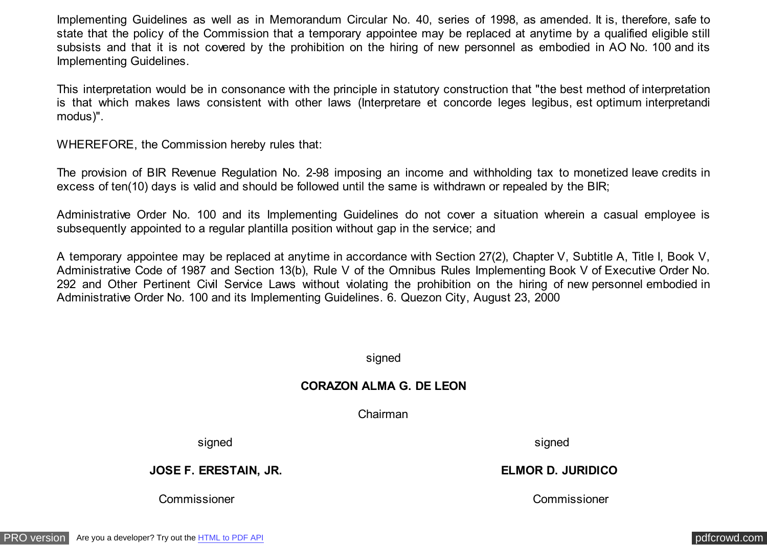Implementing Guidelines as well as in Memorandum Circular No. 40, series of 1998, as amended. It is, therefore, safe to state that the policy of the Commission that a temporary appointee may be replaced at anytime by a qualified eligible still subsists and that it is not covered by the prohibition on the hiring of new personnel as embodied in AO No. 100 and its Implementing Guidelines.

This interpretation would be in consonance with the principle in statutory construction that "the best method of interpretation is that which makes laws consistent with other laws (Interpretare et concorde leges legibus, est optimum interpretandi modus)".

WHEREFORE, the Commission hereby rules that:

The provision of BIR Revenue Regulation No. 2-98 imposing an income and withholding tax to monetized leave credits in excess of ten(10) days is valid and should be followed until the same is withdrawn or repealed by the BIR;

Administrative Order No. 100 and its Implementing Guidelines do not cover a situation wherein a casual employee is subsequently appointed to a regular plantilla position without gap in the service; and

A temporary appointee may be replaced at anytime in accordance with Section 27(2), Chapter V, Subtitle A, Title I, Book V, Administrative Code of 1987 and Section 13(b), Rule V of the Omnibus Rules Implementing Book V of Executive Order No. 292 and Other Pertinent Civil Service Laws without violating the prohibition on the hiring of new personnel embodied in Administrative Order No. 100 and its Implementing Guidelines. 6. Quezon City, August 23, 2000

signed

**CORAZON ALMA G. DE LEON**

Chairman

signed

**JOSE F. ERESTAIN, JR.**

Commissioner

signed

**ELMOR D. JURIDICO**

Commissioner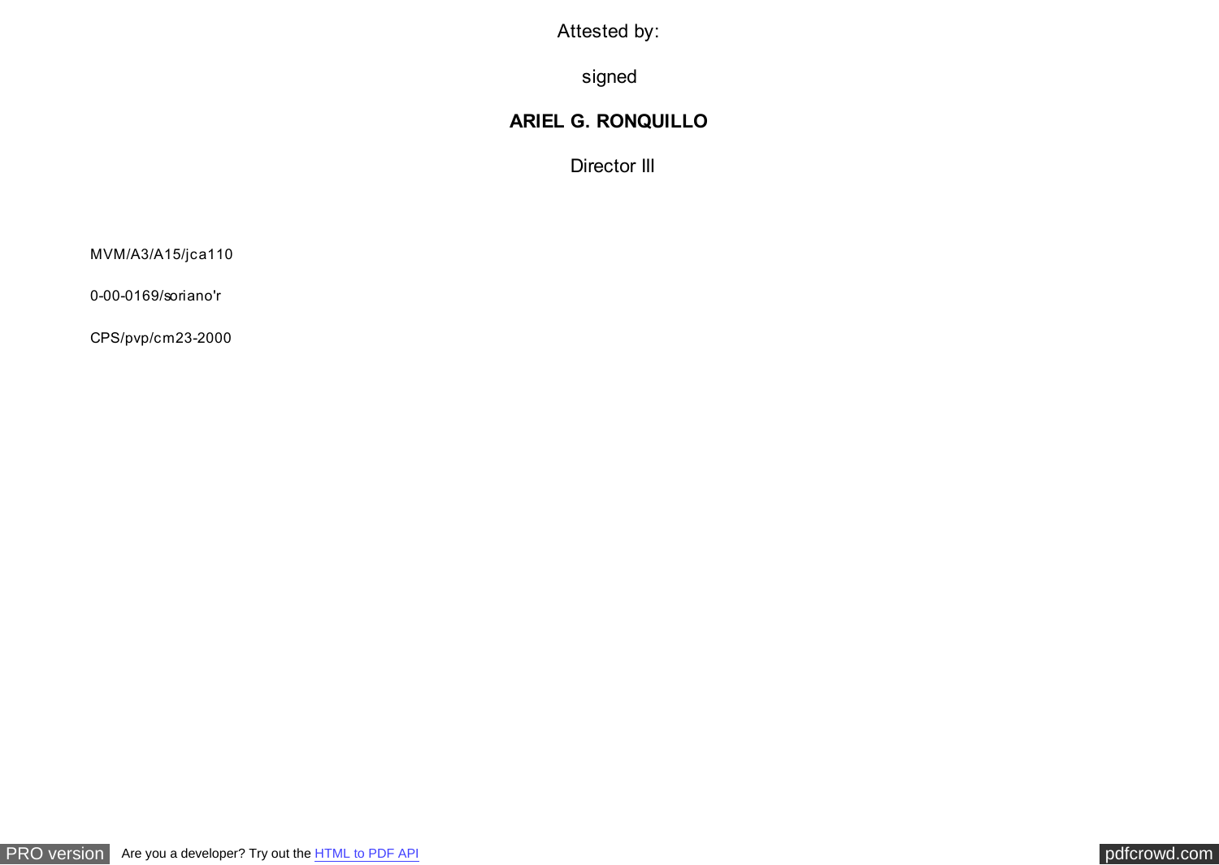Attested by:

signed

**ARIEL G. RONQUILLO**

Director III

MVM/A3/A15/jca110

0-00-0169/soriano'r

CPS/pvp/cm23-2000